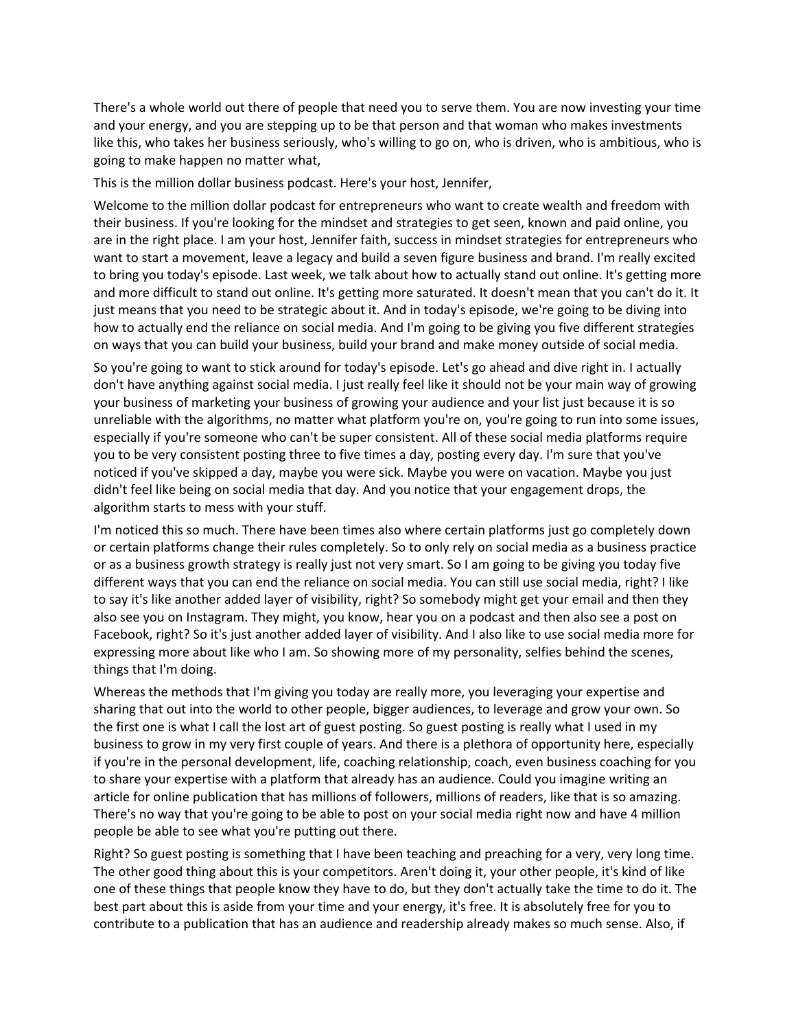There's a whole world out there of people that need you to serve them. You are now investing your time and your energy, and you are stepping up to be that person and that woman who makes investments like this, who takes her business seriously, who's willing to go on, who is driven, who is ambitious, who is going to make happen no matter what,

This is the million dollar business podcast. Here's your host, Jennifer,

Welcome to the million dollar podcast for entrepreneurs who want to create wealth and freedom with their business. If you're looking for the mindset and strategies to get seen, known and paid online, you are in the right place. I am your host, Jennifer faith, success in mindset strategies for entrepreneurs who want to start a movement, leave a legacy and build a seven figure business and brand. I'm really excited to bring you today's episode. Last week, we talk about how to actually stand out online. It's getting more and more difficult to stand out online. It's getting more saturated. It doesn't mean that you can't do it. It just means that you need to be strategic about it. And in today's episode, we're going to be diving into how to actually end the reliance on social media. And I'm going to be giving you five different strategies on ways that you can build your business, build your brand and make money outside of social media.

So you're going to want to stick around for today's episode. Let's go ahead and dive right in. I actually don't have anything against social media. I just really feel like it should not be your main way of growing your business of marketing your business of growing your audience and your list just because it is so unreliable with the algorithms, no matter what platform you're on, you're going to run into some issues, especially if you're someone who can't be super consistent. All of these social media platforms require you to be very consistent posting three to five times a day, posting every day. I'm sure that you've noticed if you've skipped a day, maybe you were sick. Maybe you were on vacation. Maybe you just didn't feel like being on social media that day. And you notice that your engagement drops, the algorithm starts to mess with your stuff.

I'm noticed this so much. There have been times also where certain platforms just go completely down or certain platforms change their rules completely. So to only rely on social media as a business practice or as a business growth strategy is really just not very smart. So I am going to be giving you today five different ways that you can end the reliance on social media. You can still use social media, right? I like to say it's like another added layer of visibility, right? So somebody might get your email and then they also see you on Instagram. They might, you know, hear you on a podcast and then also see a post on Facebook, right? So it's just another added layer of visibility. And I also like to use social media more for expressing more about like who I am. So showing more of my personality, selfies behind the scenes, things that I'm doing.

Whereas the methods that I'm giving you today are really more, you leveraging your expertise and sharing that out into the world to other people, bigger audiences, to leverage and grow your own. So the first one is what I call the lost art of guest posting. So guest posting is really what I used in my business to grow in my very first couple of years. And there is a plethora of opportunity here, especially if you're in the personal development, life, coaching relationship, coach, even business coaching for you to share your expertise with a platform that already has an audience. Could you imagine writing an article for online publication that has millions of followers, millions of readers, like that is so amazing. There's no way that you're going to be able to post on your social media right now and have 4 million people be able to see what you're putting out there.

Right? So guest posting is something that I have been teaching and preaching for a very, very long time. The other good thing about this is your competitors. Aren't doing it, your other people, it's kind of like one of these things that people know they have to do, but they don't actually take the time to do it. The best part about this is aside from your time and your energy, it's free. It is absolutely free for you to contribute to a publication that has an audience and readership already makes so much sense. Also, if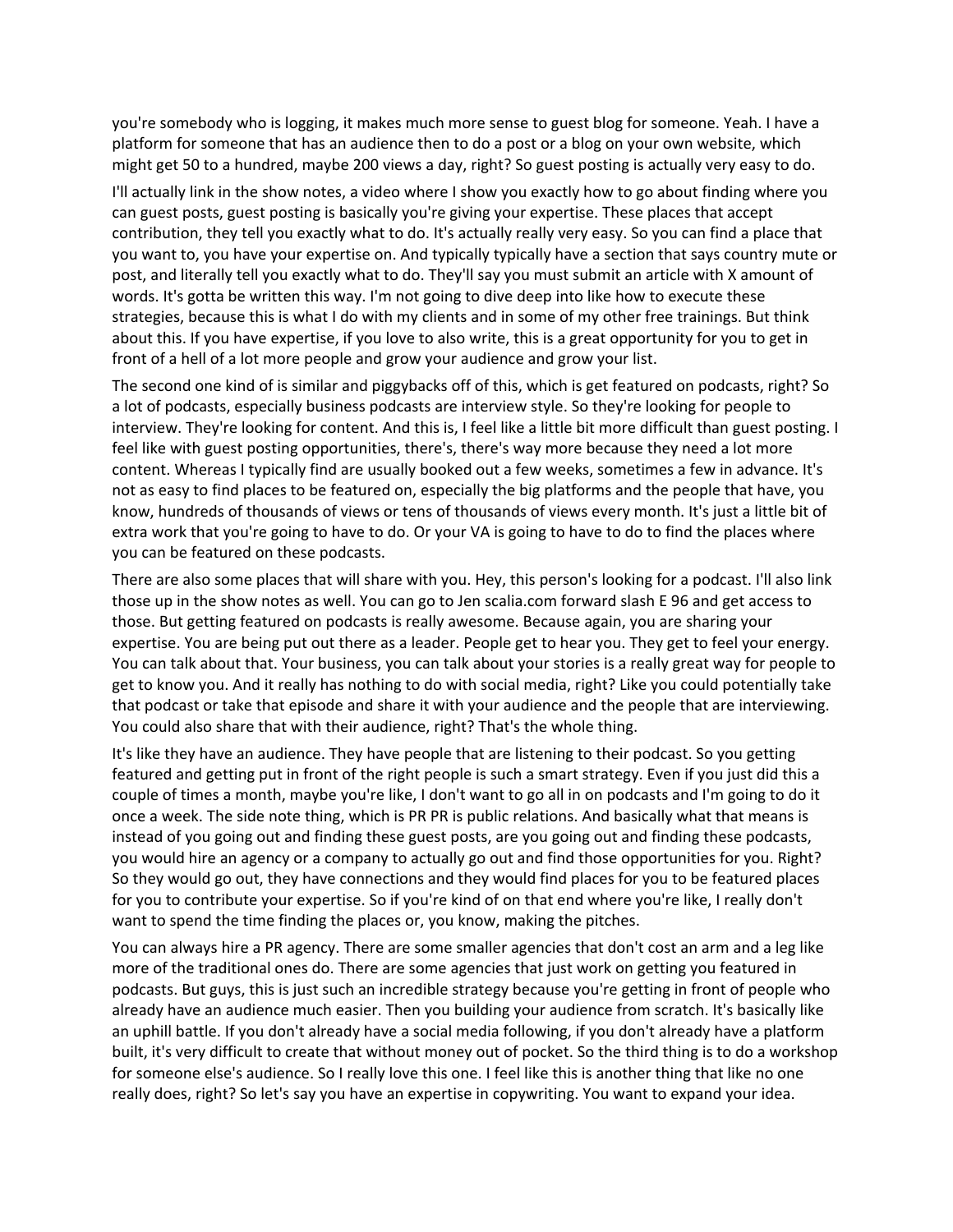you're somebody who is logging, it makes much more sense to guest blog for someone. Yeah. I have a platform for someone that has an audience then to do a post or a blog on your own website, which might get 50 to a hundred, maybe 200 views a day, right? So guest posting is actually very easy to do.

I'll actually link in the show notes, a video where I show you exactly how to go about finding where you can guest posts, guest posting is basically you're giving your expertise. These places that accept contribution, they tell you exactly what to do. It's actually really very easy. So you can find a place that you want to, you have your expertise on. And typically typically have a section that says country mute or post, and literally tell you exactly what to do. They'll say you must submit an article with X amount of words. It's gotta be written this way. I'm not going to dive deep into like how to execute these strategies, because this is what I do with my clients and in some of my other free trainings. But think about this. If you have expertise, if you love to also write, this is a great opportunity for you to get in front of a hell of a lot more people and grow your audience and grow your list.

The second one kind of is similar and piggybacks off of this, which is get featured on podcasts, right? So a lot of podcasts, especially business podcasts are interview style. So they're looking for people to interview. They're looking for content. And this is, I feel like a little bit more difficult than guest posting. I feel like with guest posting opportunities, there's, there's way more because they need a lot more content. Whereas I typically find are usually booked out a few weeks, sometimes a few in advance. It's not as easy to find places to be featured on, especially the big platforms and the people that have, you know, hundreds of thousands of views or tens of thousands of views every month. It's just a little bit of extra work that you're going to have to do. Or your VA is going to have to do to find the places where you can be featured on these podcasts.

There are also some places that will share with you. Hey, this person's looking for a podcast. I'll also link those up in the show notes as well. You can go to Jen scalia.com forward slash E 96 and get access to those. But getting featured on podcasts is really awesome. Because again, you are sharing your expertise. You are being put out there as a leader. People get to hear you. They get to feel your energy. You can talk about that. Your business, you can talk about your stories is a really great way for people to get to know you. And it really has nothing to do with social media, right? Like you could potentially take that podcast or take that episode and share it with your audience and the people that are interviewing. You could also share that with their audience, right? That's the whole thing.

It's like they have an audience. They have people that are listening to their podcast. So you getting featured and getting put in front of the right people is such a smart strategy. Even if you just did this a couple of times a month, maybe you're like, I don't want to go all in on podcasts and I'm going to do it once a week. The side note thing, which is PR PR is public relations. And basically what that means is instead of you going out and finding these guest posts, are you going out and finding these podcasts, you would hire an agency or a company to actually go out and find those opportunities for you. Right? So they would go out, they have connections and they would find places for you to be featured places for you to contribute your expertise. So if you're kind of on that end where you're like, I really don't want to spend the time finding the places or, you know, making the pitches.

You can always hire a PR agency. There are some smaller agencies that don't cost an arm and a leg like more of the traditional ones do. There are some agencies that just work on getting you featured in podcasts. But guys, this is just such an incredible strategy because you're getting in front of people who already have an audience much easier. Then you building your audience from scratch. It's basically like an uphill battle. If you don't already have a social media following, if you don't already have a platform built, it's very difficult to create that without money out of pocket. So the third thing is to do a workshop for someone else's audience. So I really love this one. I feel like this is another thing that like no one really does, right? So let's say you have an expertise in copywriting. You want to expand your idea.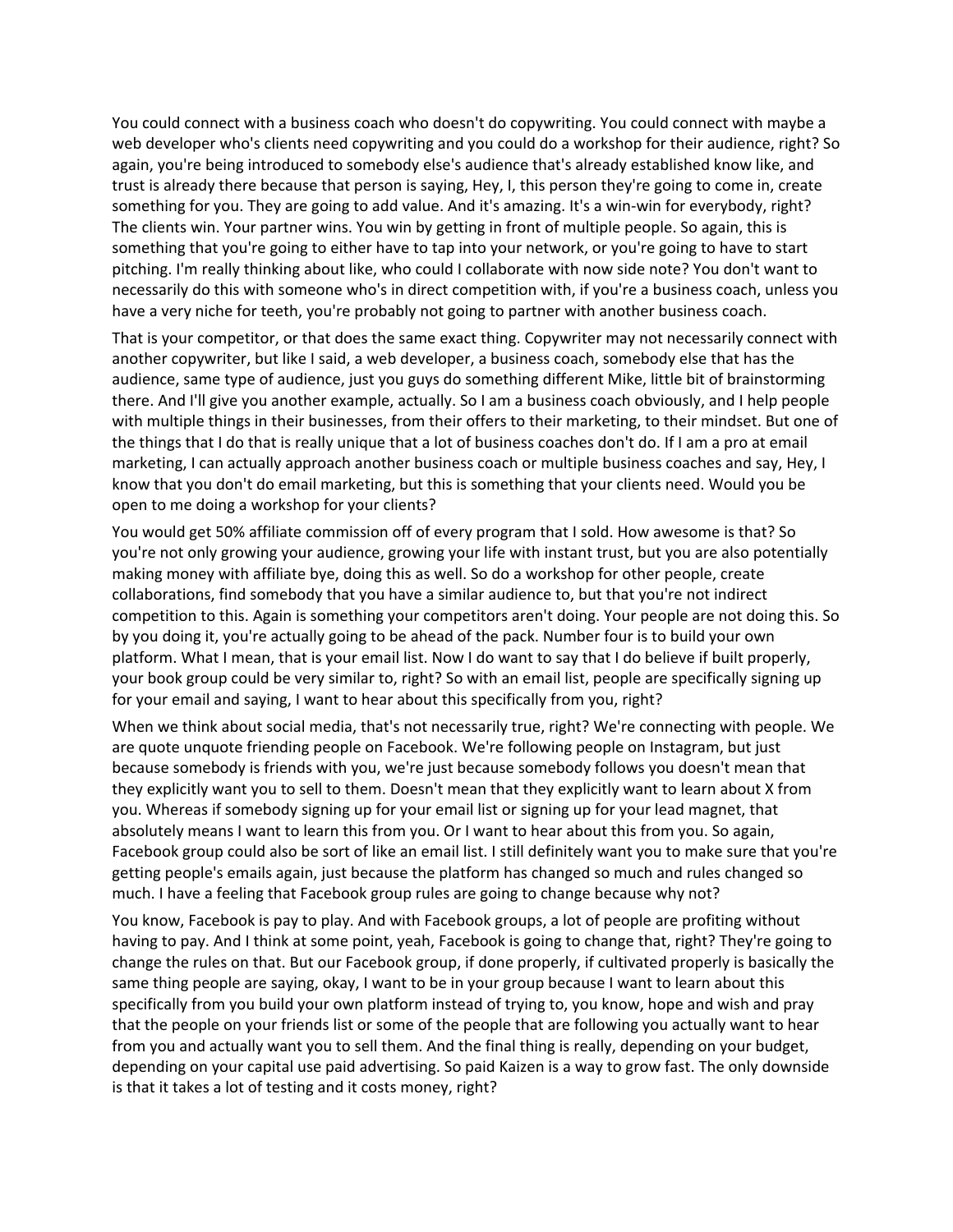You could connect with a business coach who doesn't do copywriting. You could connect with maybe a web developer who's clients need copywriting and you could do a workshop for their audience, right? So again, you're being introduced to somebody else's audience that's already established know like, and trust is already there because that person is saying, Hey, I, this person they're going to come in, create something for you. They are going to add value. And it's amazing. It's a win-win for everybody, right? The clients win. Your partner wins. You win by getting in front of multiple people. So again, this is something that you're going to either have to tap into your network, or you're going to have to start pitching. I'm really thinking about like, who could I collaborate with now side note? You don't want to necessarily do this with someone who's in direct competition with, if you're a business coach, unless you have a very niche for teeth, you're probably not going to partner with another business coach.

That is your competitor, or that does the same exact thing. Copywriter may not necessarily connect with another copywriter, but like I said, a web developer, a business coach, somebody else that has the audience, same type of audience, just you guys do something different Mike, little bit of brainstorming there. And I'll give you another example, actually. So I am a business coach obviously, and I help people with multiple things in their businesses, from their offers to their marketing, to their mindset. But one of the things that I do that is really unique that a lot of business coaches don't do. If I am a pro at email marketing, I can actually approach another business coach or multiple business coaches and say, Hey, I know that you don't do email marketing, but this is something that your clients need. Would you be open to me doing a workshop for your clients?

You would get 50% affiliate commission off of every program that I sold. How awesome is that? So you're not only growing your audience, growing your life with instant trust, but you are also potentially making money with affiliate bye, doing this as well. So do a workshop for other people, create collaborations, find somebody that you have a similar audience to, but that you're not indirect competition to this. Again is something your competitors aren't doing. Your people are not doing this. So by you doing it, you're actually going to be ahead of the pack. Number four is to build your own platform. What I mean, that is your email list. Now I do want to say that I do believe if built properly, your book group could be very similar to, right? So with an email list, people are specifically signing up for your email and saying, I want to hear about this specifically from you, right?

When we think about social media, that's not necessarily true, right? We're connecting with people. We are quote unquote friending people on Facebook. We're following people on Instagram, but just because somebody is friends with you, we're just because somebody follows you doesn't mean that they explicitly want you to sell to them. Doesn't mean that they explicitly want to learn about X from you. Whereas if somebody signing up for your email list or signing up for your lead magnet, that absolutely means I want to learn this from you. Or I want to hear about this from you. So again, Facebook group could also be sort of like an email list. I still definitely want you to make sure that you're getting people's emails again, just because the platform has changed so much and rules changed so much. I have a feeling that Facebook group rules are going to change because why not?

You know, Facebook is pay to play. And with Facebook groups, a lot of people are profiting without having to pay. And I think at some point, yeah, Facebook is going to change that, right? They're going to change the rules on that. But our Facebook group, if done properly, if cultivated properly is basically the same thing people are saying, okay, I want to be in your group because I want to learn about this specifically from you build your own platform instead of trying to, you know, hope and wish and pray that the people on your friends list or some of the people that are following you actually want to hear from you and actually want you to sell them. And the final thing is really, depending on your budget, depending on your capital use paid advertising. So paid Kaizen is a way to grow fast. The only downside is that it takes a lot of testing and it costs money, right?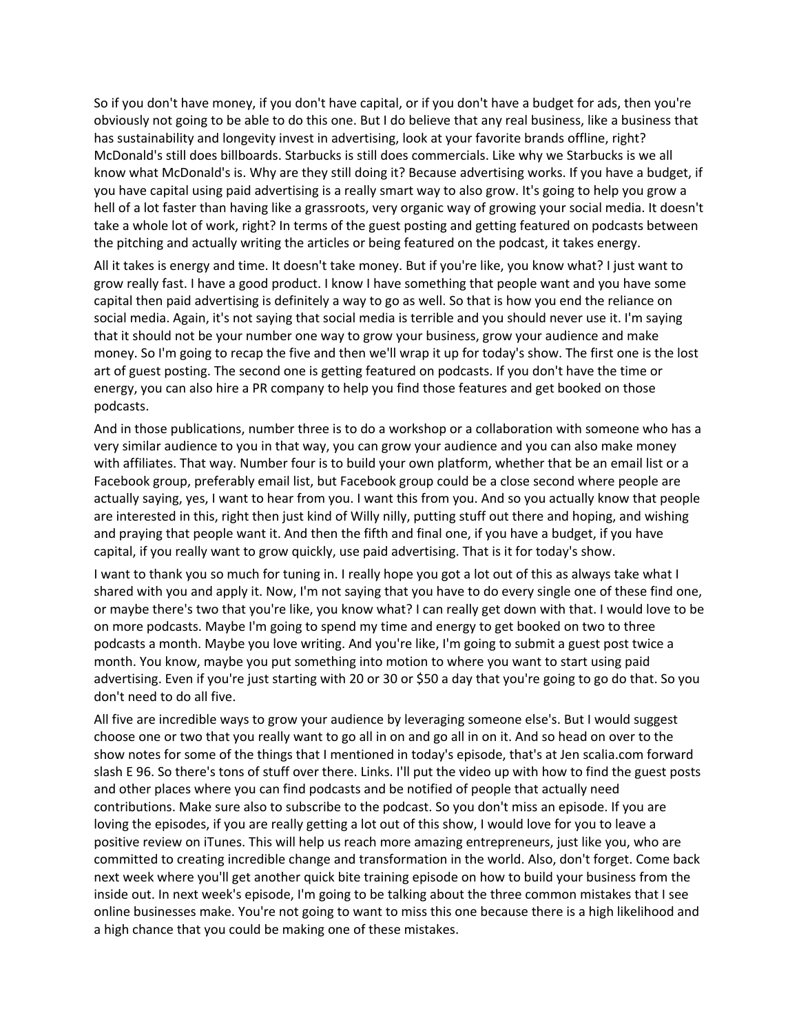So if you don't have money, if you don't have capital, or if you don't have a budget for ads, then you're obviously not going to be able to do this one. But I do believe that any real business, like a business that has sustainability and longevity invest in advertising, look at your favorite brands offline, right? McDonald's still does billboards. Starbucks is still does commercials. Like why we Starbucks is we all know what McDonald's is. Why are they still doing it? Because advertising works. If you have a budget, if you have capital using paid advertising is a really smart way to also grow. It's going to help you grow a hell of a lot faster than having like a grassroots, very organic way of growing your social media. It doesn't take a whole lot of work, right? In terms of the guest posting and getting featured on podcasts between the pitching and actually writing the articles or being featured on the podcast, it takes energy.

All it takes is energy and time. It doesn't take money. But if you're like, you know what? I just want to grow really fast. I have a good product. I know I have something that people want and you have some capital then paid advertising is definitely a way to go as well. So that is how you end the reliance on social media. Again, it's not saying that social media is terrible and you should never use it. I'm saying that it should not be your number one way to grow your business, grow your audience and make money. So I'm going to recap the five and then we'll wrap it up for today's show. The first one is the lost art of guest posting. The second one is getting featured on podcasts. If you don't have the time or energy, you can also hire a PR company to help you find those features and get booked on those podcasts.

And in those publications, number three is to do a workshop or a collaboration with someone who has a very similar audience to you in that way, you can grow your audience and you can also make money with affiliates. That way. Number four is to build your own platform, whether that be an email list or a Facebook group, preferably email list, but Facebook group could be a close second where people are actually saying, yes, I want to hear from you. I want this from you. And so you actually know that people are interested in this, right then just kind of Willy nilly, putting stuff out there and hoping, and wishing and praying that people want it. And then the fifth and final one, if you have a budget, if you have capital, if you really want to grow quickly, use paid advertising. That is it for today's show.

I want to thank you so much for tuning in. I really hope you got a lot out of this as always take what I shared with you and apply it. Now, I'm not saying that you have to do every single one of these find one, or maybe there's two that you're like, you know what? I can really get down with that. I would love to be on more podcasts. Maybe I'm going to spend my time and energy to get booked on two to three podcasts a month. Maybe you love writing. And you're like, I'm going to submit a guest post twice a month. You know, maybe you put something into motion to where you want to start using paid advertising. Even if you're just starting with 20 or 30 or $50 a day that you're going to go do that. So you don't need to do all five.

All five are incredible ways to grow your audience by leveraging someone else's. But I would suggest choose one or two that you really want to go all in on and go all in on it. And so head on over to the show notes for some of the things that I mentioned in today's episode, that's at Jen scalia.com forward slash E 96. So there's tons of stuff over there. Links. I'll put the video up with how to find the guest posts and other places where you can find podcasts and be notified of people that actually need contributions. Make sure also to subscribe to the podcast. So you don't miss an episode. If you are loving the episodes, if you are really getting a lot out of this show, I would love for you to leave a positive review on iTunes. This will help us reach more amazing entrepreneurs, just like you, who are committed to creating incredible change and transformation in the world. Also, don't forget. Come back next week where you'll get another quick bite training episode on how to build your business from the inside out. In next week's episode, I'm going to be talking about the three common mistakes that I see online businesses make. You're not going to want to miss this one because there is a high likelihood and a high chance that you could be making one of these mistakes.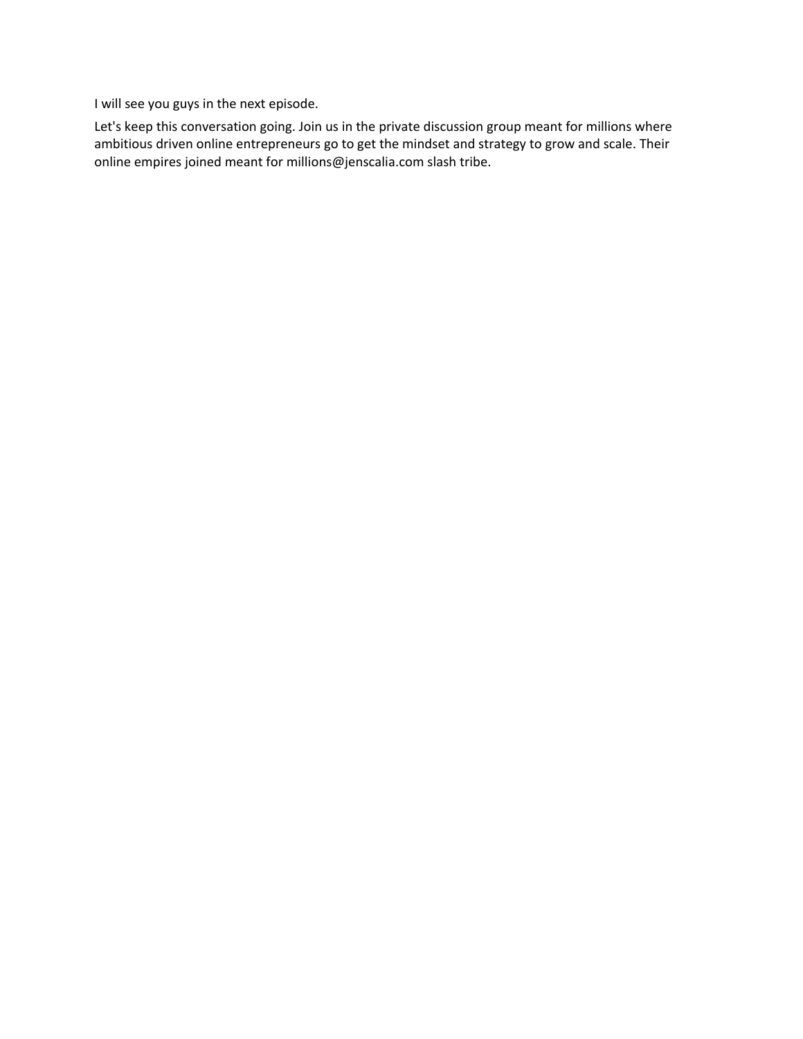I will see you guys in the next episode.

Let's keep this conversation going. Join us in the private discussion group meant for millions where ambitious driven online entrepreneurs go to get the mindset and strategy to grow and scale. Their online empires joined meant for millions@jenscalia.com slash tribe.